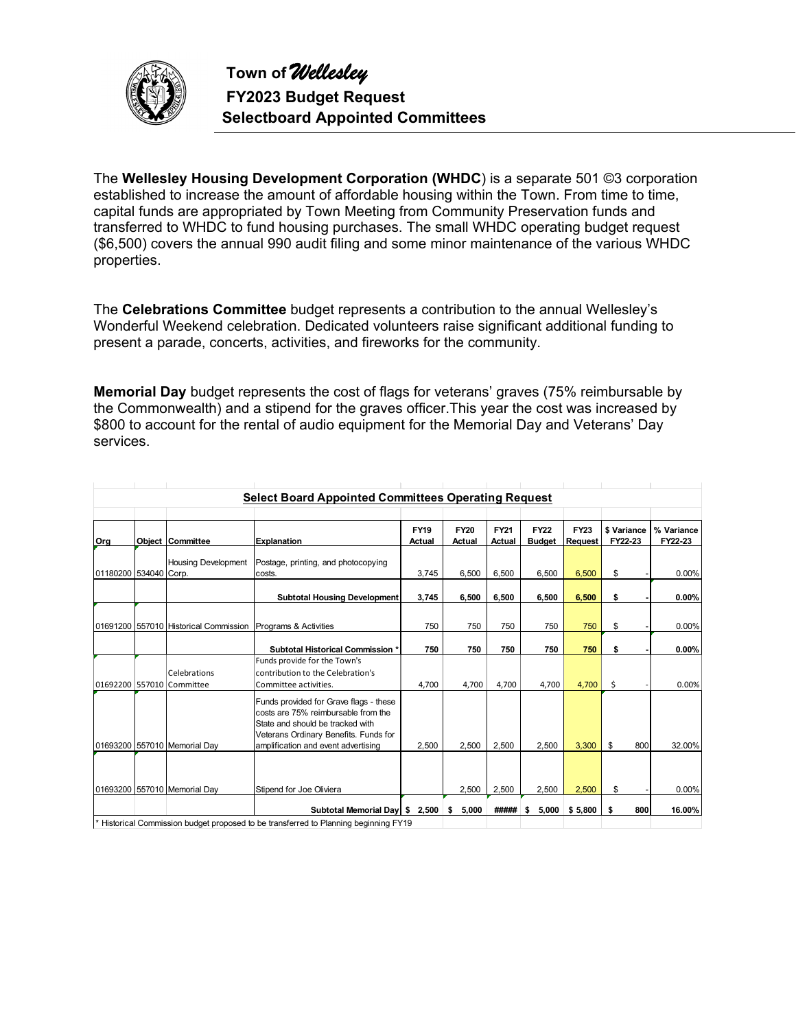# Town of *Wellesley*

## FY2023 Budget Request

## Selectboard Appointed Committees

The **Wellesley Housing Development Corporation (WHDC**) is a separate 501 ©3 corporation established to increase the amount of affordable housing within the Town. From time to time, capital funds are appropriated by Town Meeting from Community Preservation funds and transferred to WHDC to fund housing purchases. The small WHDC operating budget request ($6,500) covers the annual 990 audit filing and some minor maintenance of the various WHDC properties.

The **Celebrations Committee** budget represents a contribution to the annual Wellesley's Wonderful Weekend celebration. Dedicated volunteers raise significant additional funding to present a parade, concerts, activities, and fireworks for the community.

**Memorial Day** budget represents the cost of flags for veterans' graves (75% reimbursable by the Commonwealth) and a stipend for the graves officer.This year the cost was increased by $800 to account for the rental of audio equipment for the Memorial Day and Veterans' Day services.

**Select Board Appointed Committees Operating Request**

| Org | Object | Committee | Explanation | FY19 Actual | FY20 Actual | FY21 Actual | FY22 Budget | FY23 Request | $ Variance FY22-23 | % Variance FY22-23 |
|---|---|---|---|---|---|---|---|---|---|---|
| 01180200 | 534040 | Housing Development Corp. | Postage, printing, and photocopying costs. | 3,745 | 6,500 | 6,500 | 6,500 | 6,500 | $ - | 0.00% |
| | | | **Subtotal Housing Development** | **3,745** | **6,500** | **6,500** | **6,500** | **6,500** | **$ -** | **0.00%** |
| 01691200 | 557010 | Historical Commission | Programs & Activities | 750 | 750 | 750 | 750 | 750 | $ - | 0.00% |
| | | | **Subtotal Historical Commission *** | **750** | **750** | **750** | **750** | **750** | **$ -** | **0.00%** |
| 01692200 | 557010 | Celebrations Committee | Funds provide for the Town's contribution to the Celebration's Committee activities. | 4,700 | 4,700 | 4,700 | 4,700 | 4,700 | $ - | 0.00% |
| 01693200 | 557010 | Memorial Day | Funds provided for Grave flags - these costs are 75% reimbursable from the State and should be tracked with Veterans Ordinary Benefits. Funds for amplification and event advertising | 2,500 | 2,500 | 2,500 | 2,500 | 3,300 | $ 800 | 32.00% |
| 01693200 | 557010 | Memorial Day | Stipend for Joe Oliviera | | 2,500 | 2,500 | 2,500 | 2,500 | $ - | 0.00% |
| | | | **Subtotal Memorial Day** | **$ 2,500** | **$ 5,000** | **#####** | **$ 5,000** | **$ 5,800** | **$ 800** | **16.00%** |

\* Historical Commission budget proposed to be transferred to Planning beginning FY19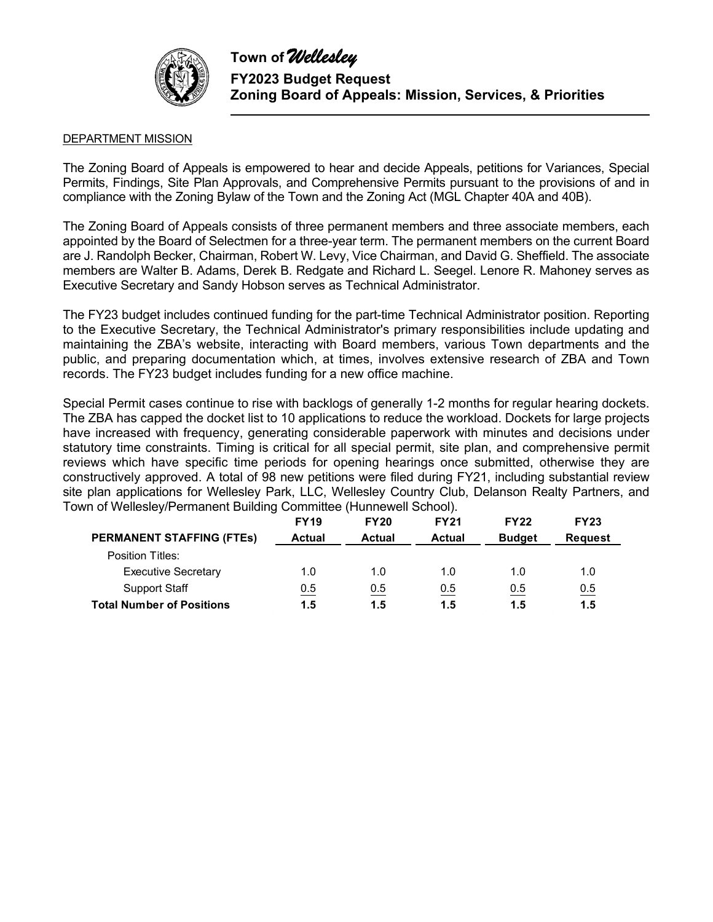# Town of *Wellesley*

## FY2023 Budget Request
## Zoning Board of Appeals: Mission, Services, & Priorities

DEPARTMENT MISSION

The Zoning Board of Appeals is empowered to hear and decide Appeals, petitions for Variances, Special Permits, Findings, Site Plan Approvals, and Comprehensive Permits pursuant to the provisions of and in compliance with the Zoning Bylaw of the Town and the Zoning Act (MGL Chapter 40A and 40B).

The Zoning Board of Appeals consists of three permanent members and three associate members, each appointed by the Board of Selectmen for a three-year term. The permanent members on the current Board are J. Randolph Becker, Chairman, Robert W. Levy, Vice Chairman, and David G. Sheffield. The associate members are Walter B. Adams, Derek B. Redgate and Richard L. Seegel. Lenore R. Mahoney serves as Executive Secretary and Sandy Hobson serves as Technical Administrator.

The FY23 budget includes continued funding for the part-time Technical Administrator position. Reporting to the Executive Secretary, the Technical Administrator's primary responsibilities include updating and maintaining the ZBA's website, interacting with Board members, various Town departments and the public, and preparing documentation which, at times, involves extensive research of ZBA and Town records. The FY23 budget includes funding for a new office machine.

Special Permit cases continue to rise with backlogs of generally 1-2 months for regular hearing dockets. The ZBA has capped the docket list to 10 applications to reduce the workload. Dockets for large projects have increased with frequency, generating considerable paperwork with minutes and decisions under statutory time constraints. Timing is critical for all special permit, site plan, and comprehensive permit reviews which have specific time periods for opening hearings once submitted, otherwise they are constructively approved. A total of 98 new petitions were filed during FY21, including substantial review site plan applications for Wellesley Park, LLC, Wellesley Country Club, Delanson Realty Partners, and Town of Wellesley/Permanent Building Committee (Hunnewell School).

| PERMANENT STAFFING (FTEs) | FY19 Actual | FY20 Actual | FY21 Actual | FY22 Budget | FY23 Request |
|---|---|---|---|---|---|
| Position Titles: | | | | | |
| Executive Secretary | 1.0 | 1.0 | 1.0 | 1.0 | 1.0 |
| Support Staff | 0.5 | 0.5 | 0.5 | 0.5 | 0.5 |
| **Total Number of Positions** | **1.5** | **1.5** | **1.5** | **1.5** | **1.5** |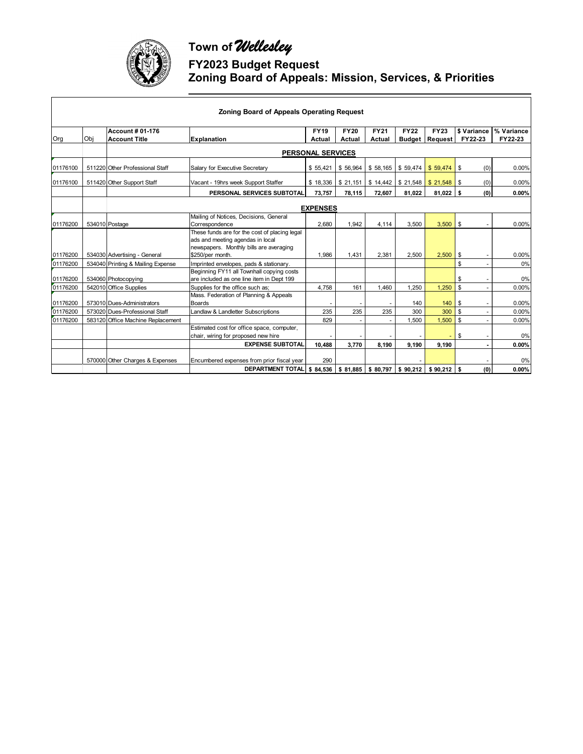# Town of *Wellesley*

## FY2023 Budget Request
## Zoning Board of Appeals: Mission, Services, & Priorities

**Zoning Board of Appeals Operating Request**

| Org | Obj | Account # 01-176 Account Title | Explanation | FY19 Actual | FY20 Actual | FY21 Actual | FY22 Budget | FY23 Request | $ Variance FY22-23 | % Variance FY22-23 |
|---|---|---|---|---|---|---|---|---|---|---|
| | | | **PERSONAL SERVICES** | | | | | | | |
| 01176100 | 511220 | Other Professional Staff | Salary for Executive Secretary | $ 55,421 | $ 56,964 | $ 58,165 | $ 59,474 | $ 59,474 | $ (0) | 0.00% |
| 01176100 | 511420 | Other Support Staff | Vacant - 19hrs week Support Staffer | $ 18,336 | $ 21,151 | $ 14,442 | $ 21,548 | $ 21,548 | $ (0) | 0.00% |
| | | | **PERSONAL SERVICES SUBTOTAL** | **73,757** | **78,115** | **72,607** | **81,022** | **81,022** | **$ (0)** | **0.00%** |
| | | | **EXPENSES** | | | | | | | |
| 01176200 | 534010 | Postage | Mailing of Notices, Decisions, General Correspondence | 2,680 | 1,942 | 4,114 | 3,500 | 3,500 | $ - | 0.00% |
| 01176200 | 534030 | Advertising - General | These funds are for the cost of placing legal ads and meeting agendas in local newspapers. Monthly bills are averaging $250/per month. | 1,986 | 1,431 | 2,381 | 2,500 | 2,500 | $ - | 0.00% |
| 01176200 | 534040 | Printing & Mailing Expense | Imprinted envelopes, pads & stationary. | | | | | | $ - | 0% |
| 01176200 | 534060 | Photocopying | Beginning FY11 all Townhall copying costs are included as one line item in Dept 199 | | | | | | $ - | 0% |
| 01176200 | 542010 | Office Supplies | Supplies for the office such as; | 4,758 | 161 | 1,460 | 1,250 | 1,250 | $ - | 0.00% |
| 01176200 | 573010 | Dues-Administrators | Mass. Federation of Planning & Appeals Boards | - | - | - | 140 | 140 | $ - | 0.00% |
| 01176200 | 573020 | Dues-Professional Staff | Landlaw & Landletter Subscriptions | 235 | 235 | 235 | 300 | 300 | $ - | 0.00% |
| 01176200 | 583120 | Office Machine Replacement | | 829 | - | - | 1,500 | 1,500 | $ - | 0.00% |
| | | | Estimated cost for office space, computer, chair, wiring for proposed new hire | - | - | - | - | - | $ - | 0% |
| | | | **EXPENSE SUBTOTAL** | **10,488** | **3,770** | **8,190** | **9,190** | **9,190** | **-** | **0.00%** |
| | 570000 | Other Charges & Expenses | Encumbered expenses from prior fiscal year | 290 | | | - | | - | 0% |
| | | | **DEPARTMENT TOTAL** | **$ 84,536** | **$ 81,885** | **$ 80,797** | **$ 90,212** | **$ 90,212** | **$ (0)** | **0.00%** |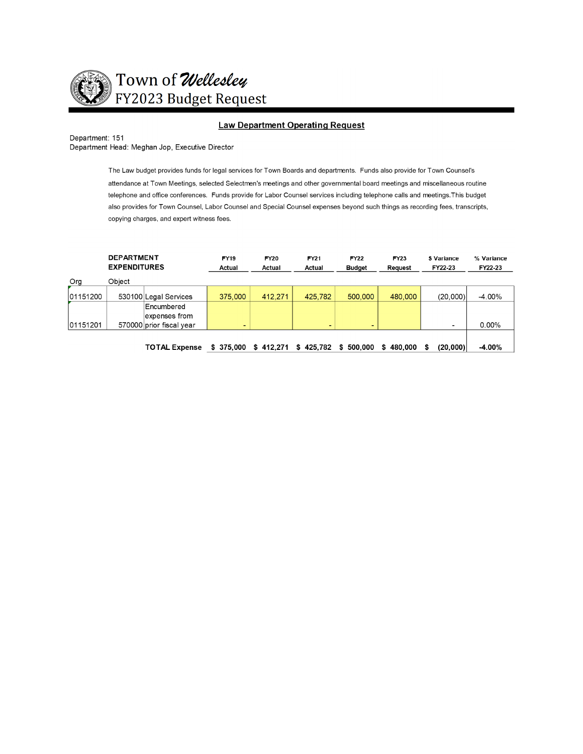# Town of *Wellesley*
## FY2023 Budget Request

### Law Department Operating Request

Department: 151
Department Head: Meghan Jop, Executive Director

The Law budget provides funds for legal services for Town Boards and departments. Funds also provide for Town Counsel's attendance at Town Meetings, selected Selectmen's meetings and other governmental board meetings and miscellaneous routine telephone and office conferences. Funds provide for Labor Counsel services including telephone calls and meetings.This budget also provides for Town Counsel, Labor Counsel and Special Counsel expenses beyond such things as recording fees, transcripts, copying charges, and expert witness fees.

| Org | Object | DEPARTMENT EXPENDITURES | FY19 Actual | FY20 Actual | FY21 Actual | FY22 Budget | FY23 Request | $ Variance FY22-23 | % Variance FY22-23 |
|---|---|---|---|---|---|---|---|---|---|
| 01151200 | 530100 | Legal Services | 375,000 | 412,271 | 425,782 | 500,000 | 480,000 | (20,000) | -4.00% |
| 01151201 | 570000 | Encumbered expenses from prior fiscal year | - | | - | - | | - | 0.00% |
| | | **TOTAL Expense** | **$ 375,000** | **$ 412,271** | **$ 425,782** | **$ 500,000** | **$ 480,000** | **$ (20,000)** | **-4.00%** |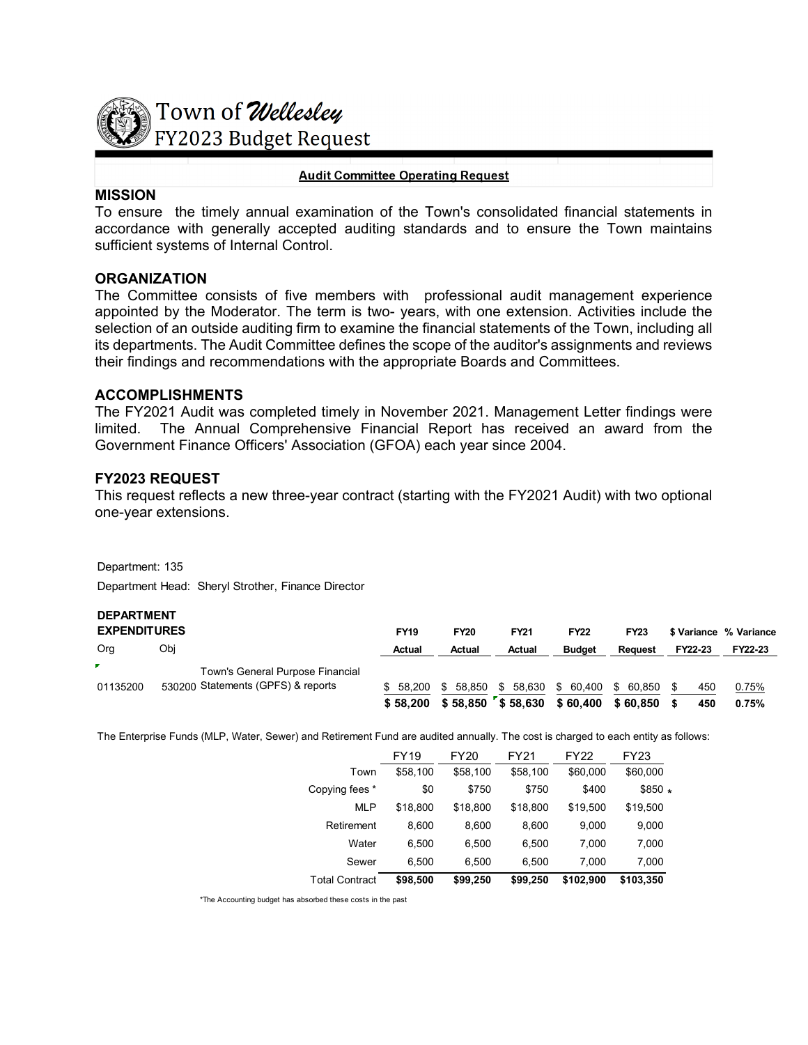# Town of *Wellesley*
## FY2023 Budget Request

**Audit Committee Operating Request**

### MISSION

To ensure the timely annual examination of the Town's consolidated financial statements in accordance with generally accepted auditing standards and to ensure the Town maintains sufficient systems of Internal Control.

### ORGANIZATION

The Committee consists of five members with professional audit management experience appointed by the Moderator. The term is two- years, with one extension. Activities include the selection of an outside auditing firm to examine the financial statements of the Town, including all its departments. The Audit Committee defines the scope of the auditor's assignments and reviews their findings and recommendations with the appropriate Boards and Committees.

### ACCOMPLISHMENTS

The FY2021 Audit was completed timely in November 2021. Management Letter findings were limited. The Annual Comprehensive Financial Report has received an award from the Government Finance Officers' Association (GFOA) each year since 2004.

### FY2023 REQUEST

This request reflects a new three-year contract (starting with the FY2021 Audit) with two optional one-year extensions.

Department: 135

Department Head: Sheryl Strother, Finance Director

**DEPARTMENT EXPENDITURES**

| Org | Obj | | FY19 Actual | FY20 Actual | FY21 Actual | FY22 Budget | FY23 Request | $ Variance FY22-23 | % Variance FY22-23 |
|---|---|---|---|---|---|---|---|---|---|
| 01135200 | 530200 | Town's General Purpose Financial Statements (GPFS) & reports | $ 58,200 | $ 58,850 | $ 58,630 | $ 60,400 | $ 60,850 | $ 450 | 0.75% |
| | | | **$ 58,200** | **$ 58,850** | **$ 58,630** | **$ 60,400** | **$ 60,850** | **$ 450** | **0.75%** |

The Enterprise Funds (MLP, Water, Sewer) and Retirement Fund are audited annually. The cost is charged to each entity as follows:

| | FY19 | FY20 | FY21 | FY22 | FY23 |
|---|---|---|---|---|---|
| Town | $58,100 | $58,100 | $58,100 | $60,000 | $60,000 |
| Copying fees * | $0 | $750 | $750 | $400 | $850 * |
| MLP | $18,800 | $18,800 | $18,800 | $19,500 | $19,500 |
| Retirement | 8,600 | 8,600 | 8,600 | 9,000 | 9,000 |
| Water | 6,500 | 6,500 | 6,500 | 7,000 | 7,000 |
| Sewer | 6,500 | 6,500 | 6,500 | 7,000 | 7,000 |
| Total Contract | **$98,500** | **$99,250** | **$99,250** | **$102,900** | **$103,350** |

*The Accounting budget has absorbed these costs in the past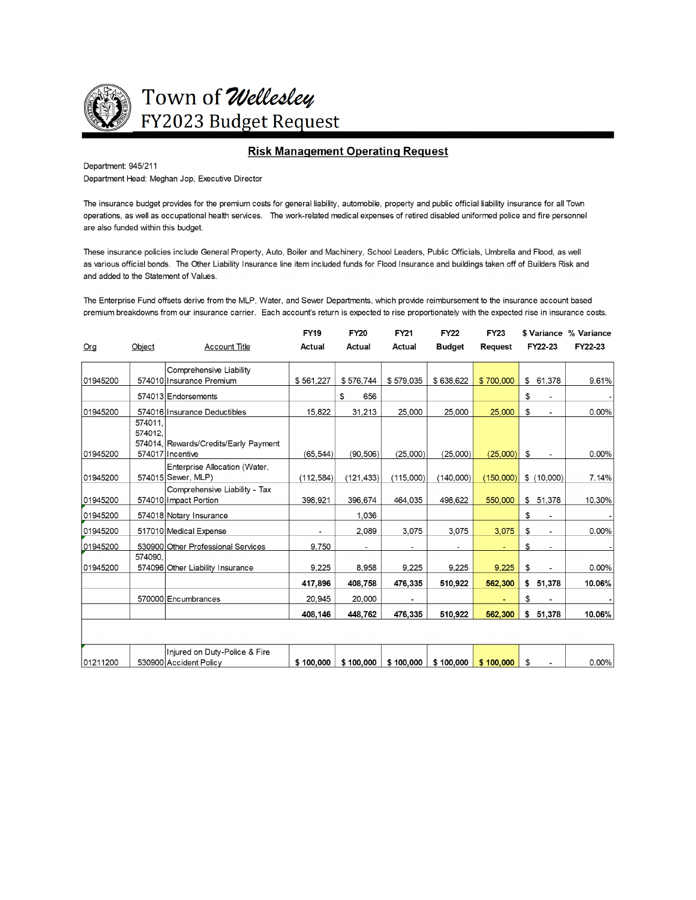# Town of *Wellesley*
## FY2023 Budget Request

### Risk Management Operating Request

Department: 945/211
Department Head: Meghan Jop, Executive Director

The insurance budget provides for the premium costs for general liability, automobile, property and public official liability insurance for all Town operations, as well as occupational health services. The work-related medical expenses of retired disabled uniformed police and fire personnel are also funded within this budget.

These insurance policies include General Property, Auto, Boiler and Machinery, School Leaders, Public Officials, Umbrella and Flood, as well as various official bonds. The Other Liability Insurance line item included funds for Flood Insurance and buildings taken off of Builders Risk and and added to the Statement of Values.

The Enterprise Fund offsets derive from the MLP, Water, and Sewer Departments, which provide reimbursement to the insurance account based premium breakdowns from our insurance carrier. Each account's return is expected to rise proportionately with the expected rise in insurance costs.

| Org | Object | Account Title | FY19 Actual | FY20 Actual | FY21 Actual | FY22 Budget | FY23 Request | $ Variance FY22-23 | % Variance FY22-23 |
|---|---|---|---|---|---|---|---|---|---|
| 01945200 | 574010 | Comprehensive Liability Insurance Premium | $ 561,227 | $ 576,744 | $ 579,035 | $ 638,622 | $ 700,000 | $ 61,378 | 9.61% |
| | 574013 | Endorsements | | $ 656 | | | | $ - | - |
| 01945200 | 574016 | Insurance Deductibles | 15,822 | 31,213 | 25,000 | 25,000 | 25,000 | $ - | 0.00% |
| 01945200 | 574011, 574012, 574014, 574017 | Rewards/Credits/Early Payment Incentive | (65,544) | (90,506) | (25,000) | (25,000) | (25,000) | $ - | 0.00% |
| 01945200 | 574015 | Enterprise Allocation (Water, Sewer, MLP) | (112,584) | (121,433) | (115,000) | (140,000) | (150,000) | $ (10,000) | 7.14% |
| 01945200 | 574010 | Comprehensive Liability - Tax Impact Portion | 398,921 | 396,674 | 464,035 | 498,622 | 550,000 | $ 51,378 | 10.30% |
| 01945200 | 574018 | Notary Insurance | | 1,036 | | | | $ - | - |
| 01945200 | 517010 | Medical Expense | - | 2,089 | 3,075 | 3,075 | 3,075 | $ - | 0.00% |
| 01945200 | 530900 | Other Professional Services | 9,750 | - | - | - | - | $ - | - |
| 01945200 | 574090, 574096 | Other Liability Insurance | 9,225 | 8,958 | 9,225 | 9,225 | 9,225 | $ - | 0.00% |
| | | | **417,896** | **408,758** | **476,335** | **510,922** | **562,300** | **$ 51,378** | **10.06%** |
| | 570000 | Encumbrances | 20,945 | 20,000 | - | | - | $ - | - |
| | | | **408,146** | **448,762** | **476,335** | **510,922** | **562,300** | **$ 51,378** | **10.06%** |
| | | | | | | | | | |
| 01211200 | 530900 | Injured on Duty-Police & Fire Accident Policy | **$ 100,000** | **$ 100,000** | **$ 100,000** | **$ 100,000** | **$ 100,000** | $ - | 0.00% |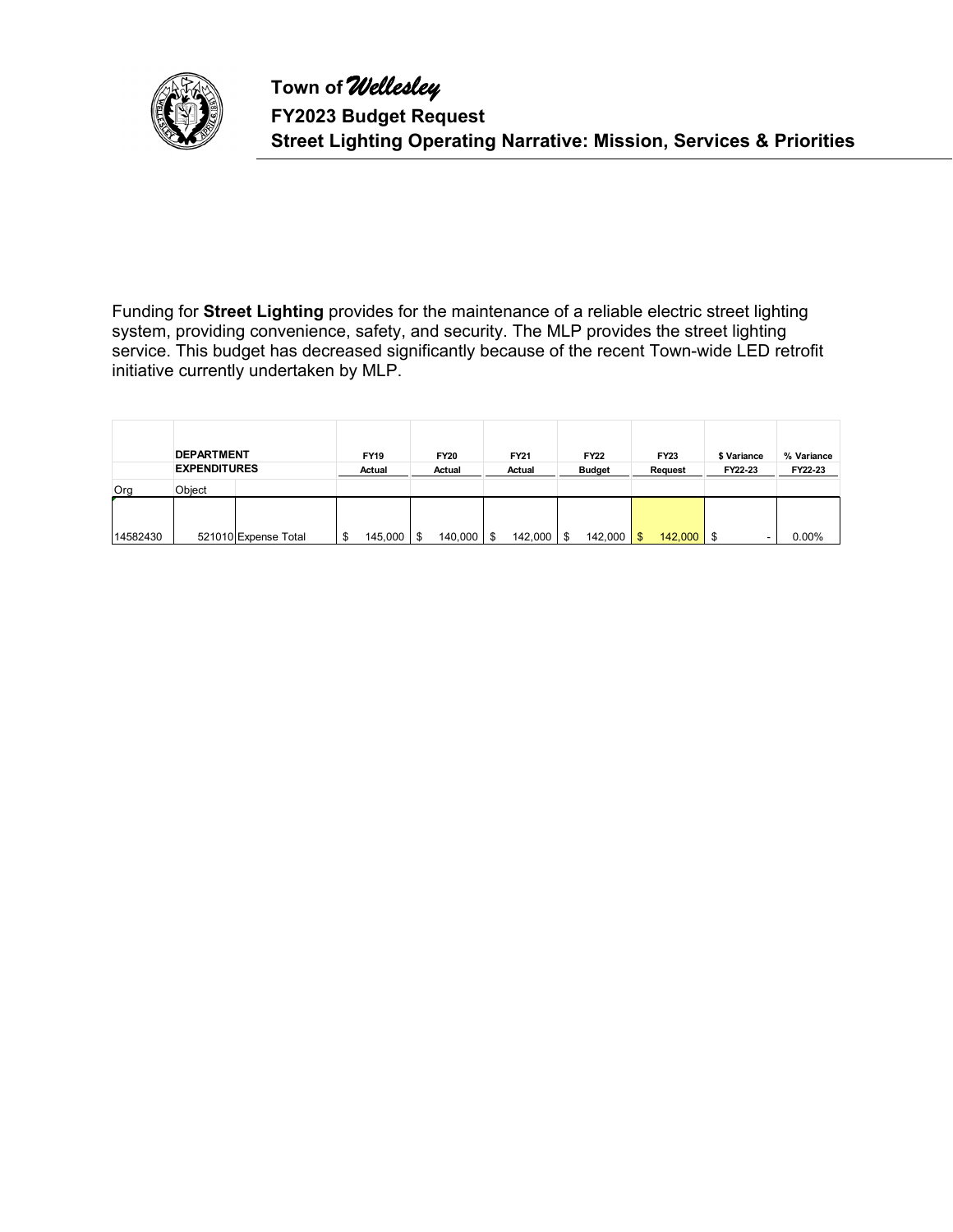# Town of *Wellesley*

## FY2023 Budget Request

## Street Lighting Operating Narrative: Mission, Services & Priorities

Funding for **Street Lighting** provides for the maintenance of a reliable electric street lighting system, providing convenience, safety, and security. The MLP provides the street lighting service. This budget has decreased significantly because of the recent Town-wide LED retrofit initiative currently undertaken by MLP.

| | DEPARTMENT EXPENDITURES | | FY19 Actual | FY20 Actual | FY21 Actual | FY22 Budget | FY23 Request | $ Variance FY22-23 | % Variance FY22-23 |
|---|---|---|---|---|---|---|---|---|---|
| Org | Object | | | | | | | | |
| 14582430 | 521010 | Expense Total | $ 145,000 | $ 140,000 | $ 142,000 | $ 142,000 | $ 142,000 | $ - | 0.00% |